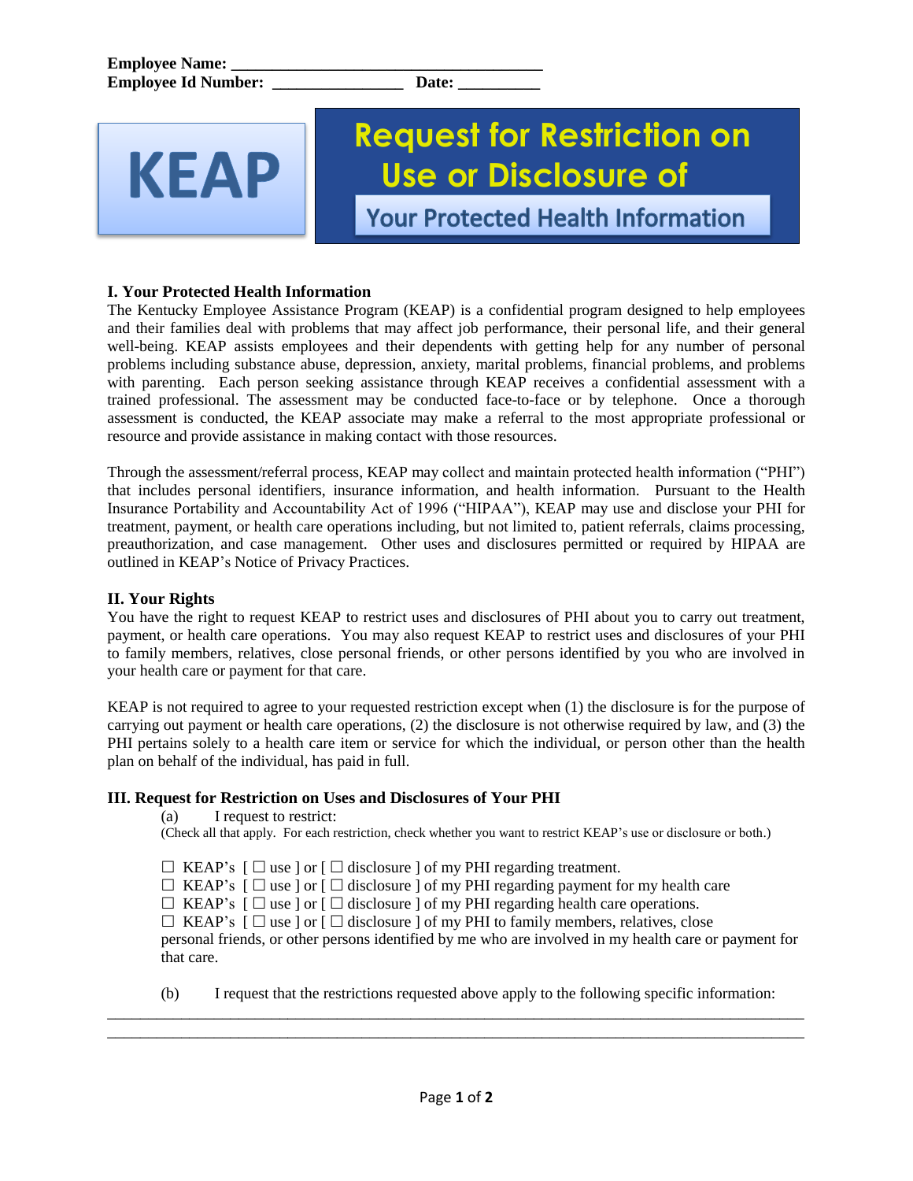**Employee Name:** ______________________________________

**Employee Id Number:** ________________ **Date:** __________

KEAP

# Request for Restriction on Use or Disclosure of Your Protected Health Information

## I. Your Protected Health Information

The Kentucky Employee Assistance Program (KEAP) is a confidential program designed to help employees and their families deal with problems that may affect job performance, their personal life, and their general well-being. KEAP assists employees and their dependents with getting help for any number of personal problems including substance abuse, depression, anxiety, marital problems, financial problems, and problems with parenting. Each person seeking assistance through KEAP receives a confidential assessment with a trained professional. The assessment may be conducted face-to-face or by telephone. Once a thorough assessment is conducted, the KEAP associate may make a referral to the most appropriate professional or resource and provide assistance in making contact with those resources.

Through the assessment/referral process, KEAP may collect and maintain protected health information ("PHI") that includes personal identifiers, insurance information, and health information. Pursuant to the Health Insurance Portability and Accountability Act of 1996 ("HIPAA"), KEAP may use and disclose your PHI for treatment, payment, or health care operations including, but not limited to, patient referrals, claims processing, preauthorization, and case management. Other uses and disclosures permitted or required by HIPAA are outlined in KEAP's Notice of Privacy Practices.

## II. Your Rights

You have the right to request KEAP to restrict uses and disclosures of PHI about you to carry out treatment, payment, or health care operations. You may also request KEAP to restrict uses and disclosures of your PHI to family members, relatives, close personal friends, or other persons identified by you who are involved in your health care or payment for that care.

KEAP is not required to agree to your requested restriction except when (1) the disclosure is for the purpose of carrying out payment or health care operations, (2) the disclosure is not otherwise required by law, and (3) the PHI pertains solely to a health care item or service for which the individual, or person other than the health plan on behalf of the individual, has paid in full.

## III. Request for Restriction on Uses and Disclosures of Your PHI

(a) I request to restrict:
(Check all that apply. For each restriction, check whether you want to restrict KEAP's use or disclosure or both.)

☐ KEAP's [ ☐ use ] or [ ☐ disclosure ] of my PHI regarding treatment.
☐ KEAP's [ ☐ use ] or [ ☐ disclosure ] of my PHI regarding payment for my health care
☐ KEAP's [ ☐ use ] or [ ☐ disclosure ] of my PHI regarding health care operations.
☐ KEAP's [ ☐ use ] or [ ☐ disclosure ] of my PHI to family members, relatives, close personal friends, or other persons identified by me who are involved in my health care or payment for that care.

(b) I request that the restrictions requested above apply to the following specific information:

______________________________________________________________________________________

______________________________________________________________________________________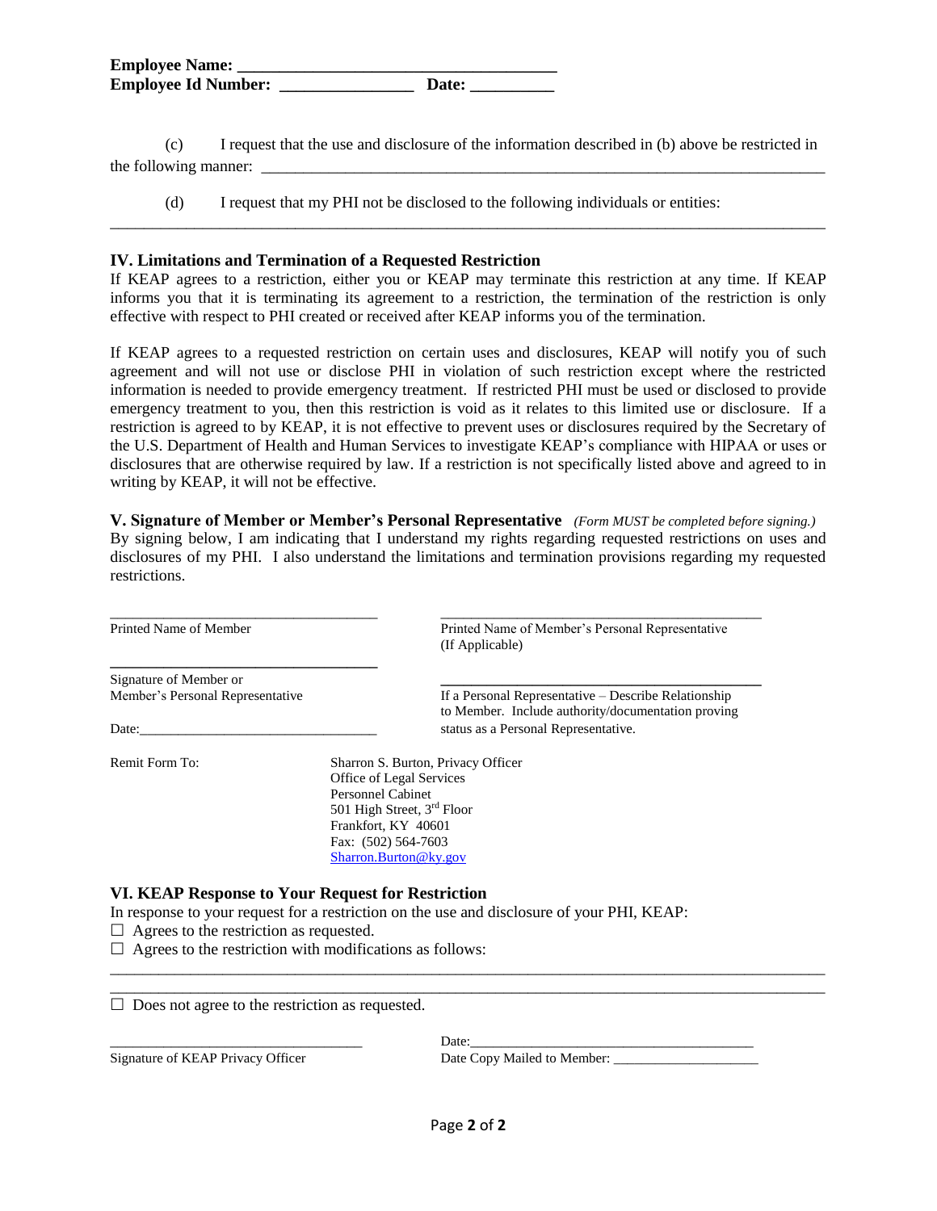**Employee Name: ______________________________________**
**Employee Id Number: ________________ Date: __________**

(c) I request that the use and disclosure of the information described in (b) above be restricted in the following manner: ______________________________________________________________________

(d) I request that my PHI not be disclosed to the following individuals or entities:
____________________________________________________________________________________

## IV. Limitations and Termination of a Requested Restriction

If KEAP agrees to a restriction, either you or KEAP may terminate this restriction at any time. If KEAP informs you that it is terminating its agreement to a restriction, the termination of the restriction is only effective with respect to PHI created or received after KEAP informs you of the termination.

If KEAP agrees to a requested restriction on certain uses and disclosures, KEAP will notify you of such agreement and will not use or disclose PHI in violation of such restriction except where the restricted information is needed to provide emergency treatment. If restricted PHI must be used or disclosed to provide emergency treatment to you, then this restriction is void as it relates to this limited use or disclosure. If a restriction is agreed to by KEAP, it is not effective to prevent uses or disclosures required by the Secretary of the U.S. Department of Health and Human Services to investigate KEAP's compliance with HIPAA or uses or disclosures that are otherwise required by law. If a restriction is not specifically listed above and agreed to in writing by KEAP, it will not be effective.

## V. Signature of Member or Member's Personal Representative *(Form MUST be completed before signing.)*

By signing below, I am indicating that I understand my rights regarding requested restrictions on uses and disclosures of my PHI. I also understand the limitations and termination provisions regarding my requested restrictions.

____________________________________
Printed Name of Member

____________________________________
Printed Name of Member's Personal Representative (If Applicable)

____________________________________
Signature of Member or Member's Personal Representative

____________________________________
If a Personal Representative – Describe Relationship to Member. Include authority/documentation proving status as a Personal Representative.

Date:_________________________________

Remit Form To:
Sharron S. Burton, Privacy Officer
Office of Legal Services
Personnel Cabinet
501 High Street, 3rd Floor
Frankfort, KY 40601
Fax: (502) 564-7603
Sharron.Burton@ky.gov

## VI. KEAP Response to Your Request for Restriction

In response to your request for a restriction on the use and disclosure of your PHI, KEAP:

☐ Agrees to the restriction as requested.
☐ Agrees to the restriction with modifications as follows:
____________________________________________________________________________________
____________________________________________________________________________________

☐ Does not agree to the restriction as requested.

____________________________________
Signature of KEAP Privacy Officer

Date:_________________________________________
Date Copy Mailed to Member: ____________________